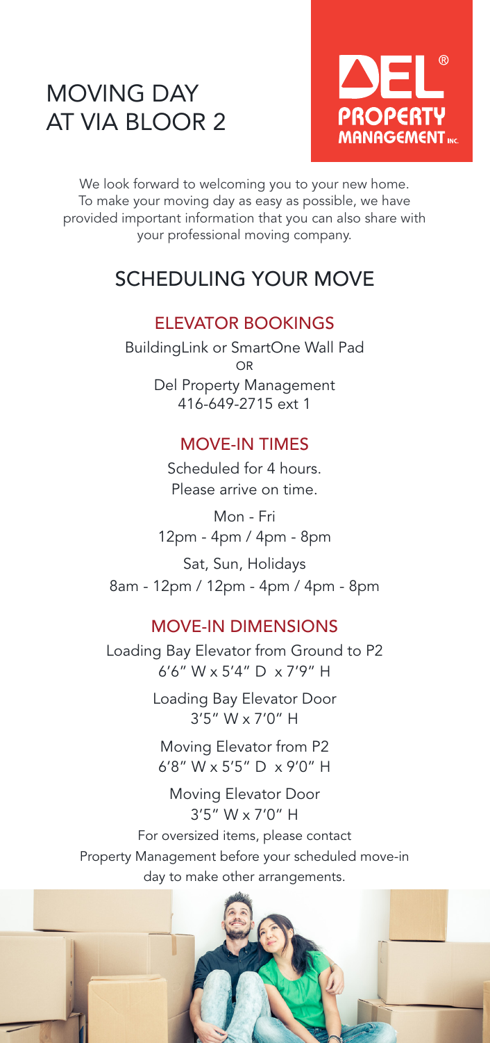# MOVING DAY AT VIA BLOOR 2

DEL® PROPERTY MANAGEMENT INC.

We look forward to welcoming you to your new home. To make your moving day as easy as possible, we have provided important information that you can also share with your professional moving company.

## SCHEDULING YOUR MOVE

### ELEVATOR BOOKINGS

BuildingLink or SmartOne Wall Pad

OR

Del Property Management
416-649-2715 ext 1

### MOVE-IN TIMES

Scheduled for 4 hours.
Please arrive on time.

Mon - Fri
12pm - 4pm / 4pm - 8pm

Sat, Sun, Holidays
8am - 12pm / 12pm - 4pm / 4pm - 8pm

### MOVE-IN DIMENSIONS

Loading Bay Elevator from Ground to P2
6'6" W x 5'4" D x 7'9" H

Loading Bay Elevator Door
3'5" W x 7'0" H

Moving Elevator from P2
6'8" W x 5'5" D x 9'0" H

Moving Elevator Door
3'5" W x 7'0" H

For oversized items, please contact Property Management before your scheduled move-in day to make other arrangements.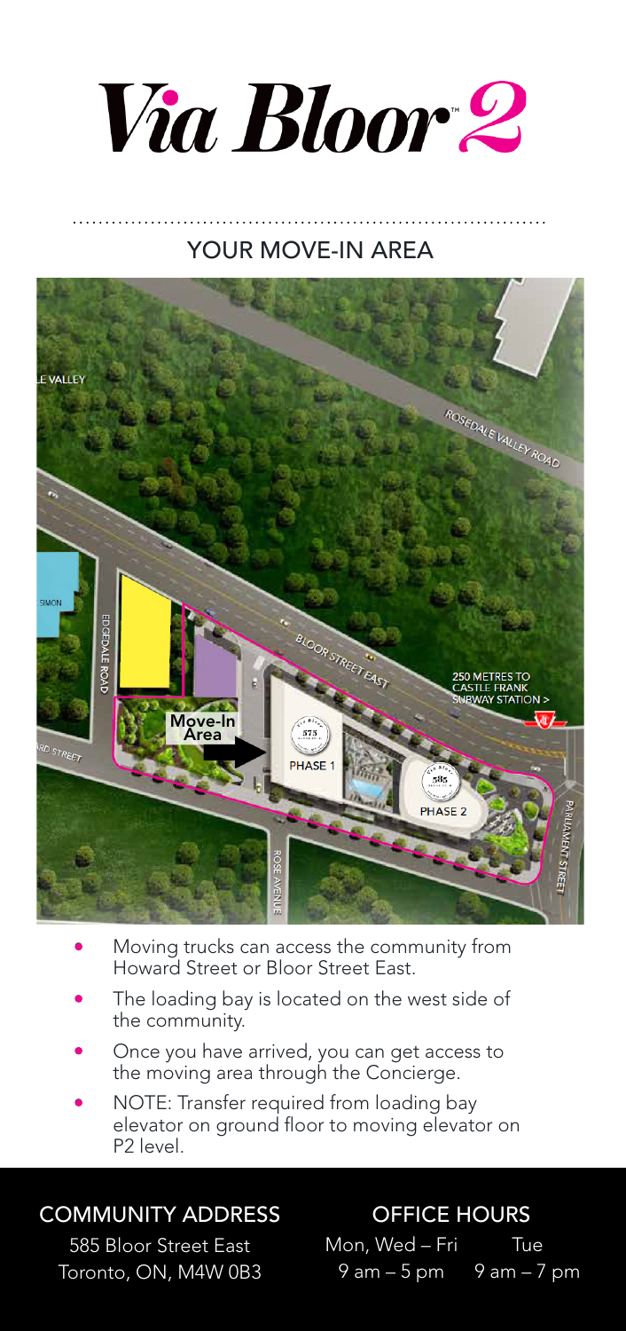# Via Bloor™ 2

## YOUR MOVE-IN AREA

E VALLEY

ROSEDALE VALLEY ROAD

SIMON

EDGEDALE ROAD

BLOOR STREET EAST

250 METRES TO CASTLE FRANK SUBWAY STATION >

Move-In Area

573

PHASE 1

585

PHASE 2

RD STREET

ROSE AVENUE

PARLIAMENT STREET

- Moving trucks can access the community from Howard Street or Bloor Street East.
- The loading bay is located on the west side of the community.
- Once you have arrived, you can get access to the moving area through the Concierge.
- NOTE: Transfer required from loading bay elevator on ground floor to moving elevator on P2 level.

### COMMUNITY ADDRESS

585 Bloor Street East
Toronto, ON, M4W 0B3

### OFFICE HOURS

| Mon, Wed – Fri | Tue |
|---|---|
| 9 am – 5 pm | 9 am – 7 pm |